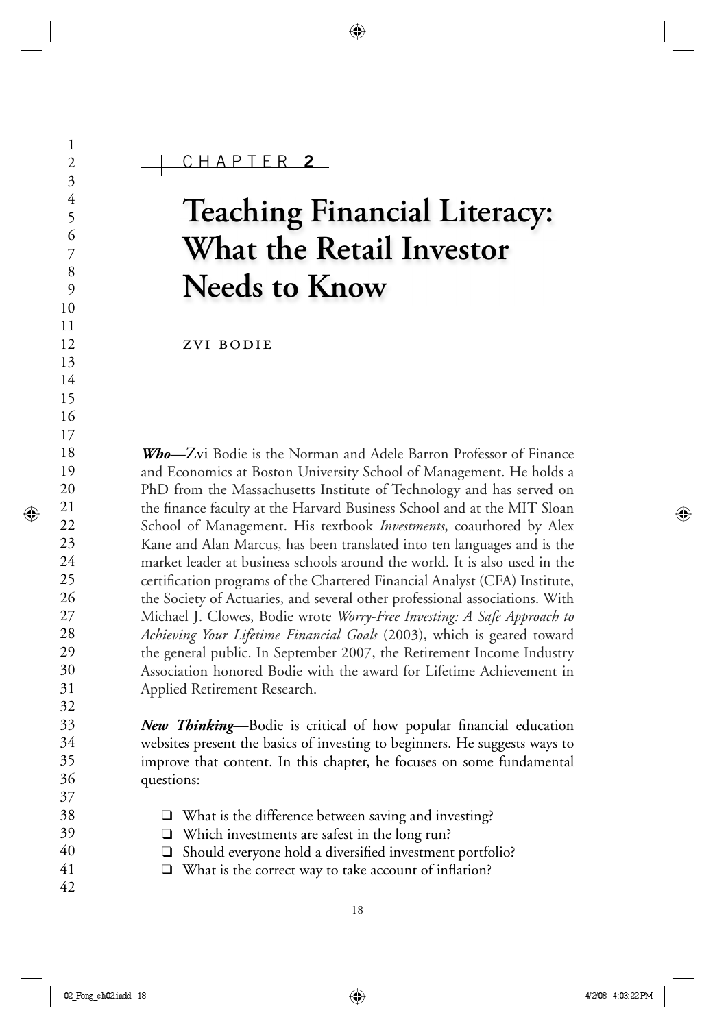CHAPTER 2

# Teaching Financial Literacy: What the Retail Investor Needs to Know

ZVI BODIE

***Who***—Zvi Bodie is the Norman and Adele Barron Professor of Finance and Economics at Boston University School of Management. He holds a PhD from the Massachusetts Institute of Technology and has served on the finance faculty at the Harvard Business School and at the MIT Sloan School of Management. His textbook *Investments*, coauthored by Alex Kane and Alan Marcus, has been translated into ten languages and is the market leader at business schools around the world. It is also used in the certification programs of the Chartered Financial Analyst (CFA) Institute, the Society of Actuaries, and several other professional associations. With Michael J. Clowes, Bodie wrote *Worry-Free Investing: A Safe Approach to Achieving Your Lifetime Financial Goals* (2003), which is geared toward the general public. In September 2007, the Retirement Income Industry Association honored Bodie with the award for Lifetime Achievement in Applied Retirement Research.

***New Thinking***—Bodie is critical of how popular financial education websites present the basics of investing to beginners. He suggests ways to improve that content. In this chapter, he focuses on some fundamental questions:

- What is the difference between saving and investing?
- Which investments are safest in the long run?
- Should everyone hold a diversified investment portfolio?
- What is the correct way to take account of inflation?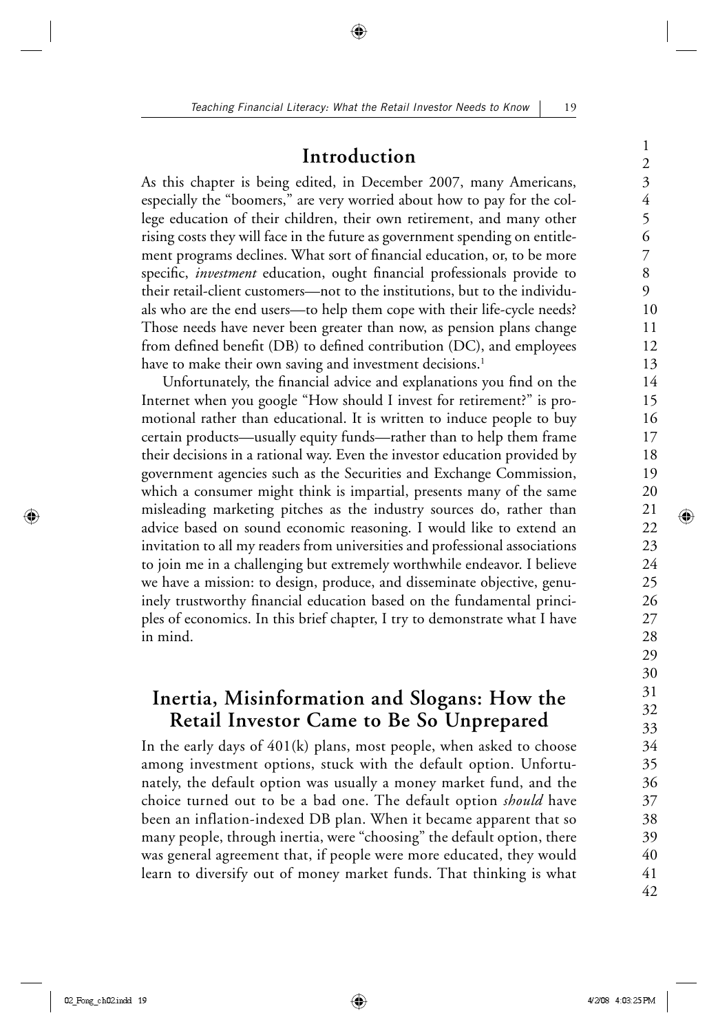## Introduction

As this chapter is being edited, in December 2007, many Americans, especially the "boomers," are very worried about how to pay for the college education of their children, their own retirement, and many other rising costs they will face in the future as government spending on entitlement programs declines. What sort of financial education, or, to be more specific, *investment* education, ought financial professionals provide to their retail-client customers—not to the institutions, but to the individuals who are the end users—to help them cope with their life-cycle needs? Those needs have never been greater than now, as pension plans change from defined benefit (DB) to defined contribution (DC), and employees have to make their own saving and investment decisions.[1]

Unfortunately, the financial advice and explanations you find on the Internet when you google "How should I invest for retirement?" is promotional rather than educational. It is written to induce people to buy certain products—usually equity funds—rather than to help them frame their decisions in a rational way. Even the investor education provided by government agencies such as the Securities and Exchange Commission, which a consumer might think is impartial, presents many of the same misleading marketing pitches as the industry sources do, rather than advice based on sound economic reasoning. I would like to extend an invitation to all my readers from universities and professional associations to join me in a challenging but extremely worthwhile endeavor. I believe we have a mission: to design, produce, and disseminate objective, genuinely trustworthy financial education based on the fundamental principles of economics. In this brief chapter, I try to demonstrate what I have in mind.

## Inertia, Misinformation and Slogans: How the Retail Investor Came to Be So Unprepared

In the early days of 401(k) plans, most people, when asked to choose among investment options, stuck with the default option. Unfortunately, the default option was usually a money market fund, and the choice turned out to be a bad one. The default option *should* have been an inflation-indexed DB plan. When it became apparent that so many people, through inertia, were "choosing" the default option, there was general agreement that, if people were more educated, they would learn to diversify out of money market funds. That thinking is what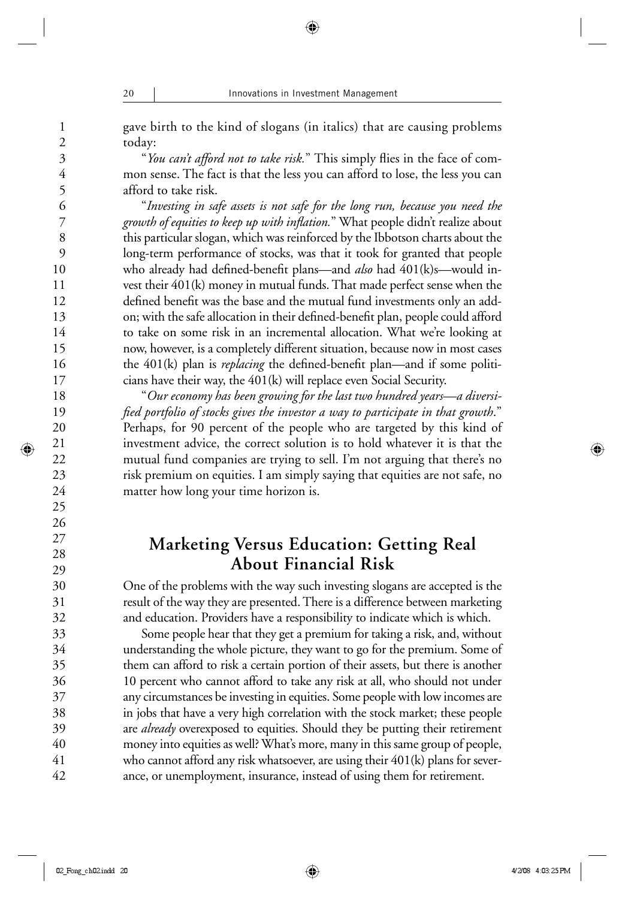gave birth to the kind of slogans (in italics) that are causing problems today:

"*You can't afford not to take risk.*" This simply flies in the face of common sense. The fact is that the less you can afford to lose, the less you can afford to take risk.

"*Investing in safe assets is not safe for the long run, because you need the growth of equities to keep up with inflation.*" What people didn't realize about this particular slogan, which was reinforced by the Ibbotson charts about the long-term performance of stocks, was that it took for granted that people who already had defined-benefit plans—and *also* had 401(k)s—would invest their 401(k) money in mutual funds. That made perfect sense when the defined benefit was the base and the mutual fund investments only an add-on; with the safe allocation in their defined-benefit plan, people could afford to take on some risk in an incremental allocation. What we're looking at now, however, is a completely different situation, because now in most cases the 401(k) plan is *replacing* the defined-benefit plan—and if some politicians have their way, the 401(k) will replace even Social Security.

"*Our economy has been growing for the last two hundred years—a diversified portfolio of stocks gives the investor a way to participate in that growth*." Perhaps, for 90 percent of the people who are targeted by this kind of investment advice, the correct solution is to hold whatever it is that the mutual fund companies are trying to sell. I'm not arguing that there's no risk premium on equities. I am simply saying that equities are not safe, no matter how long your time horizon is.

## Marketing Versus Education: Getting Real About Financial Risk

One of the problems with the way such investing slogans are accepted is the result of the way they are presented. There is a difference between marketing and education. Providers have a responsibility to indicate which is which.

Some people hear that they get a premium for taking a risk, and, without understanding the whole picture, they want to go for the premium. Some of them can afford to risk a certain portion of their assets, but there is another 10 percent who cannot afford to take any risk at all, who should not under any circumstances be investing in equities. Some people with low incomes are in jobs that have a very high correlation with the stock market; these people are *already* overexposed to equities. Should they be putting their retirement money into equities as well? What's more, many in this same group of people, who cannot afford any risk whatsoever, are using their 401(k) plans for severance, or unemployment, insurance, instead of using them for retirement.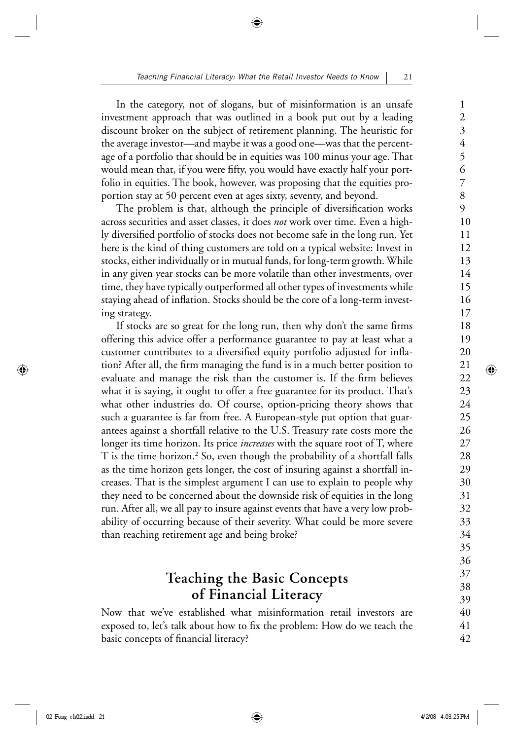In the category, not of slogans, but of misinformation is an unsafe investment approach that was outlined in a book put out by a leading discount broker on the subject of retirement planning. The heuristic for the average investor—and maybe it was a good one—was that the percentage of a portfolio that should be in equities was 100 minus your age. That would mean that, if you were fifty, you would have exactly half your portfolio in equities. The book, however, was proposing that the equities proportion stay at 50 percent even at ages sixty, seventy, and beyond.

The problem is that, although the principle of diversification works across securities and asset classes, it does *not* work over time. Even a highly diversified portfolio of stocks does not become safe in the long run. Yet here is the kind of thing customers are told on a typical website: Invest in stocks, either individually or in mutual funds, for long-term growth. While in any given year stocks can be more volatile than other investments, over time, they have typically outperformed all other types of investments while staying ahead of inflation. Stocks should be the core of a long-term investing strategy.

If stocks are so great for the long run, then why don't the same firms offering this advice offer a performance guarantee to pay at least what a customer contributes to a diversified equity portfolio adjusted for inflation? After all, the firm managing the fund is in a much better position to evaluate and manage the risk than the customer is. If the firm believes what it is saying, it ought to offer a free guarantee for its product. That's what other industries do. Of course, option-pricing theory shows that such a guarantee is far from free. A European-style put option that guarantees against a shortfall relative to the U.S. Treasury rate costs more the longer its time horizon. Its price *increases* with the square root of T, where T is the time horizon.[2] So, even though the probability of a shortfall falls as the time horizon gets longer, the cost of insuring against a shortfall increases. That is the simplest argument I can use to explain to people why they need to be concerned about the downside risk of equities in the long run. After all, we all pay to insure against events that have a very low probability of occurring because of their severity. What could be more severe than reaching retirement age and being broke?

## Teaching the Basic Concepts of Financial Literacy

Now that we've established what misinformation retail investors are exposed to, let's talk about how to fix the problem: How do we teach the basic concepts of financial literacy?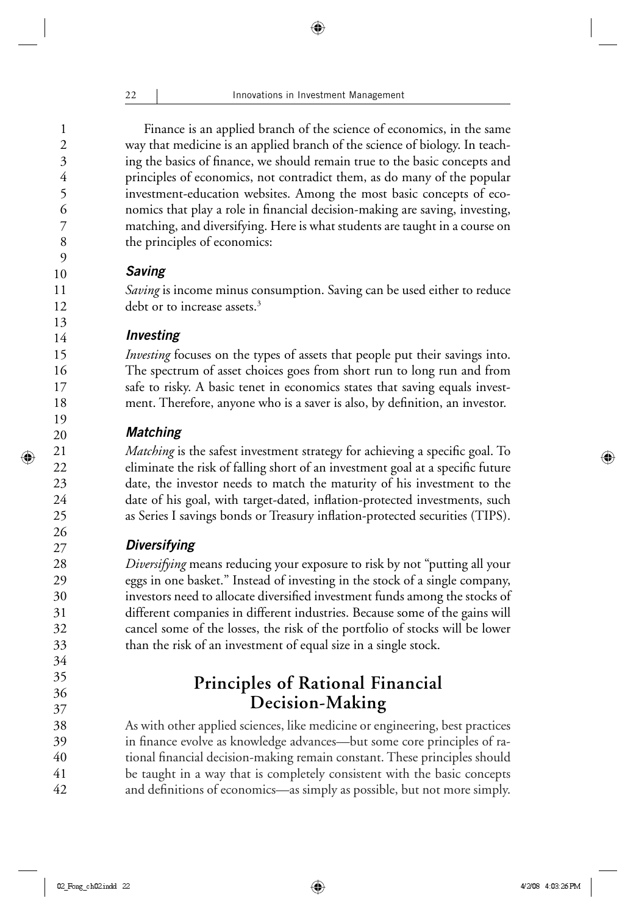Finance is an applied branch of the science of economics, in the same way that medicine is an applied branch of the science of biology. In teaching the basics of finance, we should remain true to the basic concepts and principles of economics, not contradict them, as do many of the popular investment-education websites. Among the most basic concepts of economics that play a role in financial decision-making are saving, investing, matching, and diversifying. Here is what students are taught in a course on the principles of economics:

### *Saving*

*Saving* is income minus consumption. Saving can be used either to reduce debt or to increase assets.[3]

### *Investing*

*Investing* focuses on the types of assets that people put their savings into. The spectrum of asset choices goes from short run to long run and from safe to risky. A basic tenet in economics states that saving equals investment. Therefore, anyone who is a saver is also, by definition, an investor.

### *Matching*

*Matching* is the safest investment strategy for achieving a specific goal. To eliminate the risk of falling short of an investment goal at a specific future date, the investor needs to match the maturity of his investment to the date of his goal, with target-dated, inflation-protected investments, such as Series I savings bonds or Treasury inflation-protected securities (TIPS).

### *Diversifying*

*Diversifying* means reducing your exposure to risk by not "putting all your eggs in one basket." Instead of investing in the stock of a single company, investors need to allocate diversified investment funds among the stocks of different companies in different industries. Because some of the gains will cancel some of the losses, the risk of the portfolio of stocks will be lower than the risk of an investment of equal size in a single stock.

## Principles of Rational Financial Decision-Making

As with other applied sciences, like medicine or engineering, best practices in finance evolve as knowledge advances—but some core principles of rational financial decision-making remain constant. These principles should be taught in a way that is completely consistent with the basic concepts and definitions of economics—as simply as possible, but not more simply.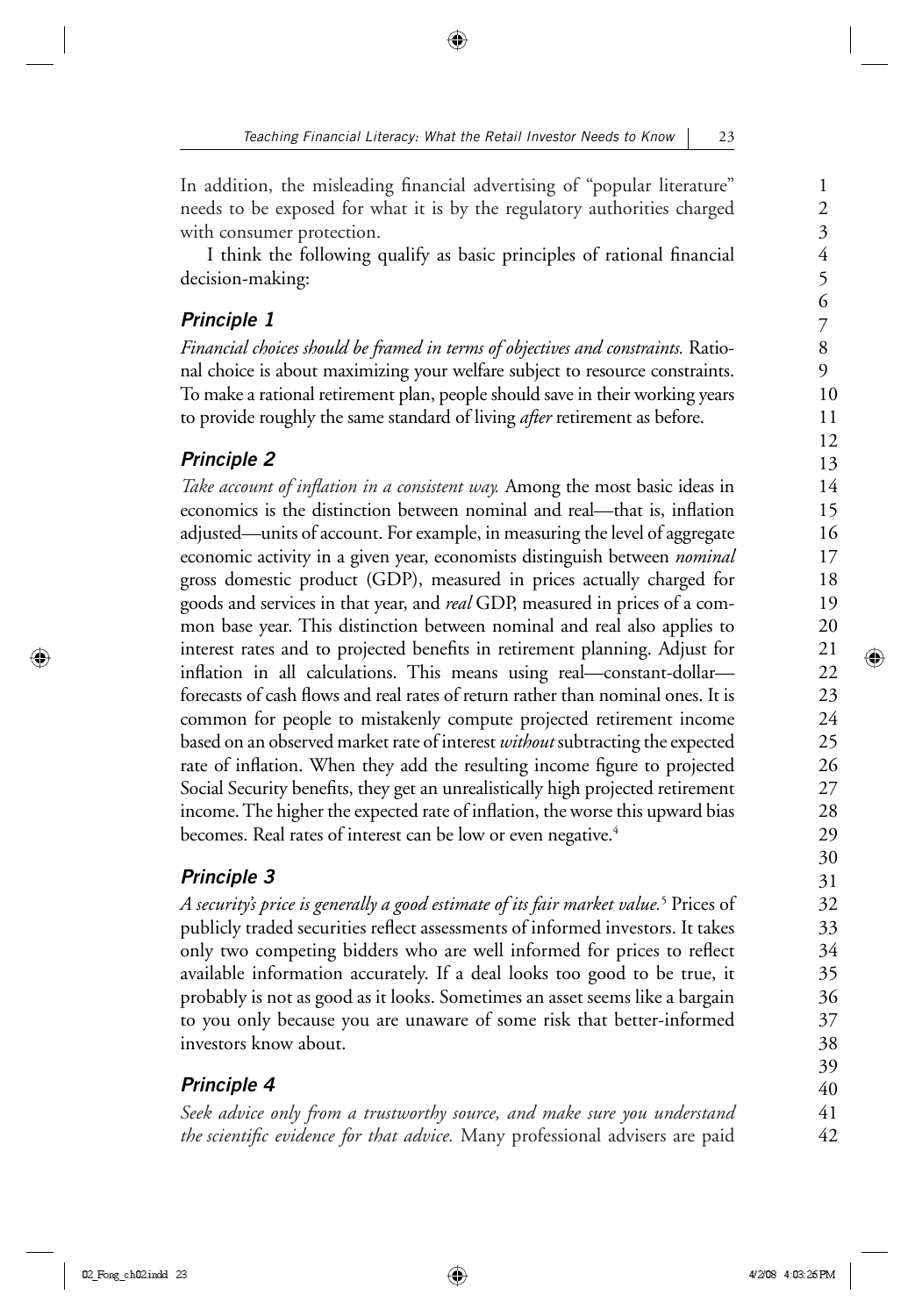In addition, the misleading financial advertising of "popular literature" needs to be exposed for what it is by the regulatory authorities charged with consumer protection.

I think the following qualify as basic principles of rational financial decision-making:

### *Principle 1*

*Financial choices should be framed in terms of objectives and constraints.* Rational choice is about maximizing your welfare subject to resource constraints. To make a rational retirement plan, people should save in their working years to provide roughly the same standard of living *after* retirement as before.

### *Principle 2*

*Take account of inflation in a consistent way.* Among the most basic ideas in economics is the distinction between nominal and real—that is, inflation adjusted—units of account. For example, in measuring the level of aggregate economic activity in a given year, economists distinguish between *nominal* gross domestic product (GDP), measured in prices actually charged for goods and services in that year, and *real* GDP, measured in prices of a common base year. This distinction between nominal and real also applies to interest rates and to projected benefits in retirement planning. Adjust for inflation in all calculations. This means using real—constant-dollar—forecasts of cash flows and real rates of return rather than nominal ones. It is common for people to mistakenly compute projected retirement income based on an observed market rate of interest *without* subtracting the expected rate of inflation. When they add the resulting income figure to projected Social Security benefits, they get an unrealistically high projected retirement income. The higher the expected rate of inflation, the worse this upward bias becomes. Real rates of interest can be low or even negative.[4]

### *Principle 3*

*A security's price is generally a good estimate of its fair market value.*[5] Prices of publicly traded securities reflect assessments of informed investors. It takes only two competing bidders who are well informed for prices to reflect available information accurately. If a deal looks too good to be true, it probably is not as good as it looks. Sometimes an asset seems like a bargain to you only because you are unaware of some risk that better-informed investors know about.

### *Principle 4*

*Seek advice only from a trustworthy source, and make sure you understand the scientific evidence for that advice.* Many professional advisers are paid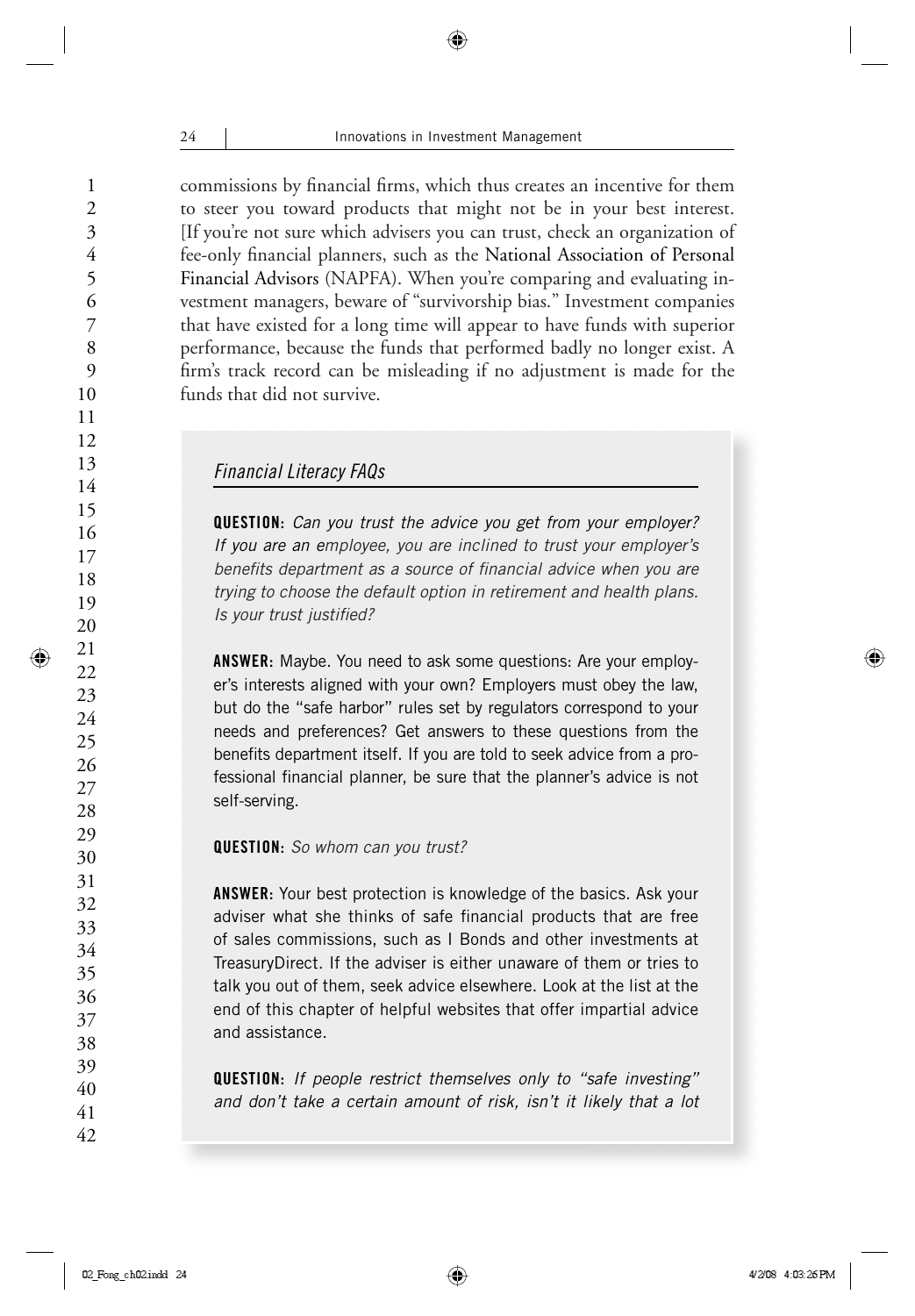commissions by financial firms, which thus creates an incentive for them to steer you toward products that might not be in your best interest. [If you're not sure which advisers you can trust, check an organization of fee-only financial planners, such as the National Association of Personal Financial Advisors (NAPFA). When you're comparing and evaluating investment managers, beware of "survivorship bias." Investment companies that have existed for a long time will appear to have funds with superior performance, because the funds that performed badly no longer exist. A firm's track record can be misleading if no adjustment is made for the funds that did not survive.

### *Financial Literacy FAQs*

**QUESTION:** *Can you trust the advice you get from your employer? If you are an employee, you are inclined to trust your employer's benefits department as a source of financial advice when you are trying to choose the default option in retirement and health plans. Is your trust justified?*

**ANSWER:** Maybe. You need to ask some questions: Are your employer's interests aligned with your own? Employers must obey the law, but do the "safe harbor" rules set by regulators correspond to your needs and preferences? Get answers to these questions from the benefits department itself. If you are told to seek advice from a professional financial planner, be sure that the planner's advice is not self-serving.

**QUESTION:** *So whom can you trust?*

**ANSWER:** Your best protection is knowledge of the basics. Ask your adviser what she thinks of safe financial products that are free of sales commissions, such as I Bonds and other investments at TreasuryDirect. If the adviser is either unaware of them or tries to talk you out of them, seek advice elsewhere. Look at the list at the end of this chapter of helpful websites that offer impartial advice and assistance.

**QUESTION:** *If people restrict themselves only to "safe investing" and don't take a certain amount of risk, isn't it likely that a lot*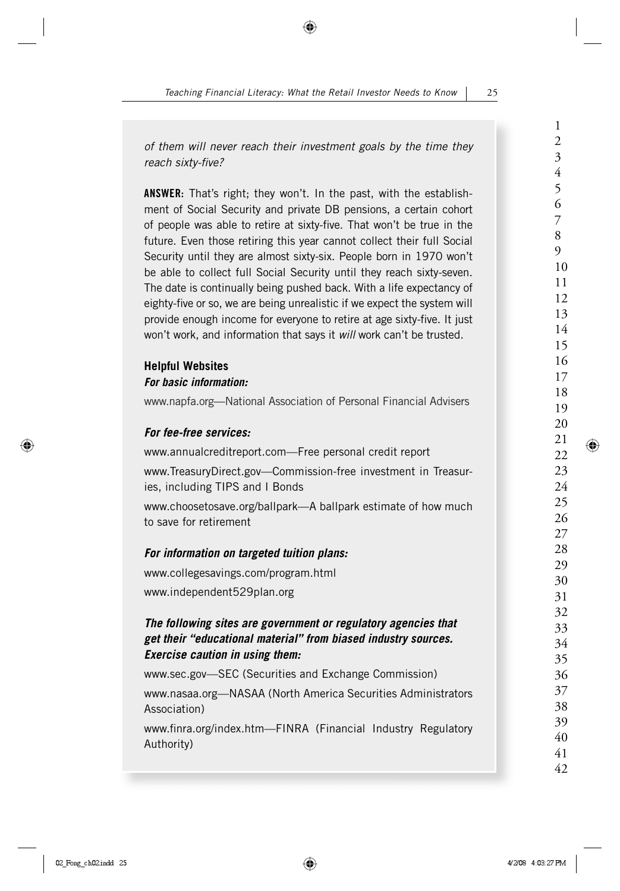*of them will never reach their investment goals by the time they reach sixty-five?*

**ANSWER**: That's right; they won't. In the past, with the establishment of Social Security and private DB pensions, a certain cohort of people was able to retire at sixty-five. That won't be true in the future. Even those retiring this year cannot collect their full Social Security until they are almost sixty-six. People born in 1970 won't be able to collect full Social Security until they reach sixty-seven. The date is continually being pushed back. With a life expectancy of eighty-five or so, we are being unrealistic if we expect the system will provide enough income for everyone to retire at age sixty-five. It just won't work, and information that says it *will* work can't be trusted.

### Helpful Websites

***For basic information:***

www.napfa.org—National Association of Personal Financial Advisers

***For fee-free services:***

www.annualcreditreport.com—Free personal credit report

www.TreasuryDirect.gov—Commission-free investment in Treasuries, including TIPS and I Bonds

www.choosetosave.org/ballpark—A ballpark estimate of how much to save for retirement

***For information on targeted tuition plans:***

www.collegesavings.com/program.html

www.independent529plan.org

***The following sites are government or regulatory agencies that get their "educational material" from biased industry sources. Exercise caution in using them:***

www.sec.gov—SEC (Securities and Exchange Commission)

www.nasaa.org—NASAA (North America Securities Administrators Association)

www.finra.org/index.htm—FINRA (Financial Industry Regulatory Authority)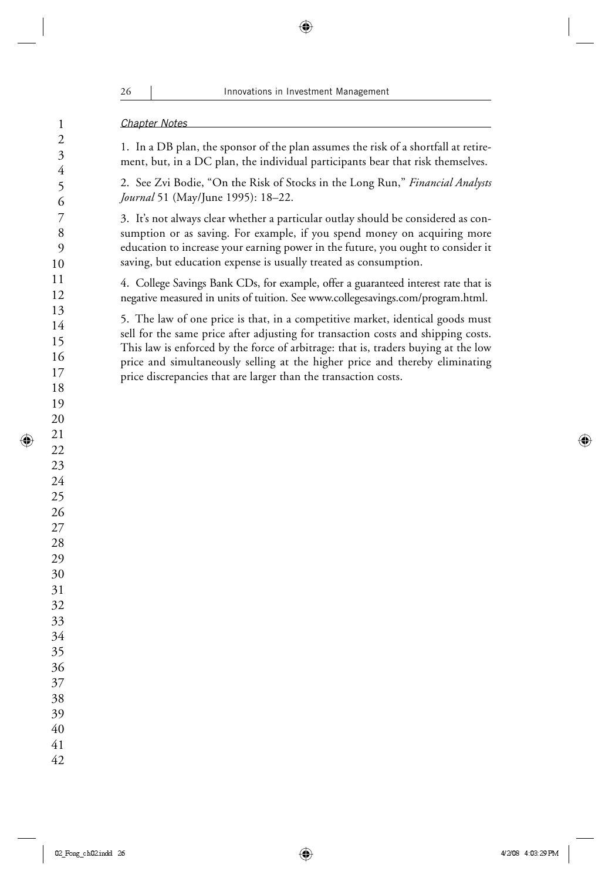## *Chapter Notes*

1. In a DB plan, the sponsor of the plan assumes the risk of a shortfall at retirement, but, in a DC plan, the individual participants bear that risk themselves.

2. See Zvi Bodie, "On the Risk of Stocks in the Long Run," *Financial Analysts Journal* 51 (May/June 1995): 18–22.

3. It's not always clear whether a particular outlay should be considered as consumption or as saving. For example, if you spend money on acquiring more education to increase your earning power in the future, you ought to consider it saving, but education expense is usually treated as consumption.

4. College Savings Bank CDs, for example, offer a guaranteed interest rate that is negative measured in units of tuition. See www.collegesavings.com/program.html.

5. The law of one price is that, in a competitive market, identical goods must sell for the same price after adjusting for transaction costs and shipping costs. This law is enforced by the force of arbitrage: that is, traders buying at the low price and simultaneously selling at the higher price and thereby eliminating price discrepancies that are larger than the transaction costs.